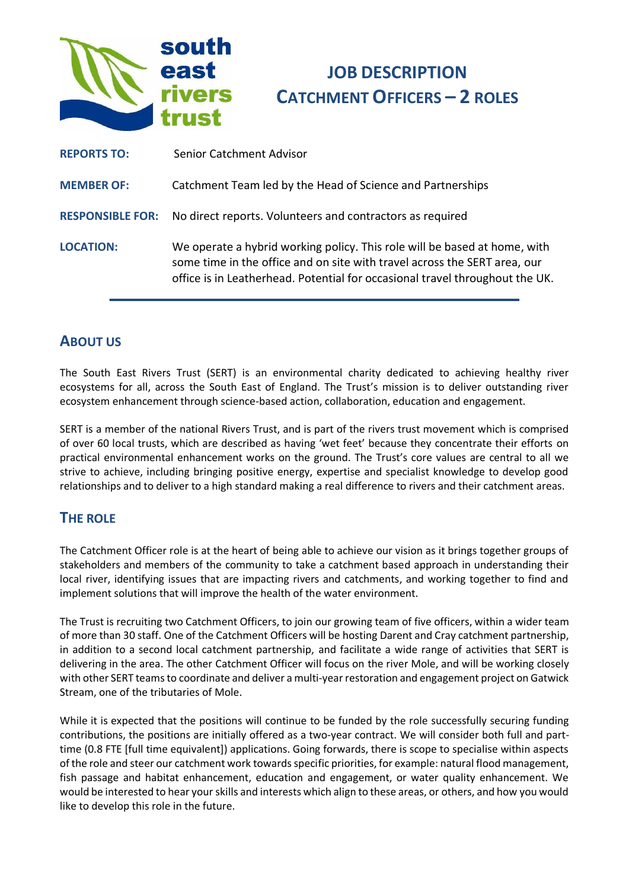# JOB DESCRIPTION
# CATCHMENT OFFICERS – 2 ROLES

**REPORTS TO:** Senior Catchment Advisor

**MEMBER OF:** Catchment Team led by the Head of Science and Partnerships

**RESPONSIBLE FOR:** No direct reports. Volunteers and contractors as required

**LOCATION:** We operate a hybrid working policy. This role will be based at home, with some time in the office and on site with travel across the SERT area, our office is in Leatherhead. Potential for occasional travel throughout the UK.

---

## ABOUT US

The South East Rivers Trust (SERT) is an environmental charity dedicated to achieving healthy river ecosystems for all, across the South East of England. The Trust's mission is to deliver outstanding river ecosystem enhancement through science-based action, collaboration, education and engagement.

SERT is a member of the national Rivers Trust, and is part of the rivers trust movement which is comprised of over 60 local trusts, which are described as having 'wet feet' because they concentrate their efforts on practical environmental enhancement works on the ground. The Trust's core values are central to all we strive to achieve, including bringing positive energy, expertise and specialist knowledge to develop good relationships and to deliver to a high standard making a real difference to rivers and their catchment areas.

## THE ROLE

The Catchment Officer role is at the heart of being able to achieve our vision as it brings together groups of stakeholders and members of the community to take a catchment based approach in understanding their local river, identifying issues that are impacting rivers and catchments, and working together to find and implement solutions that will improve the health of the water environment.

The Trust is recruiting two Catchment Officers, to join our growing team of five officers, within a wider team of more than 30 staff. One of the Catchment Officers will be hosting Darent and Cray catchment partnership, in addition to a second local catchment partnership, and facilitate a wide range of activities that SERT is delivering in the area. The other Catchment Officer will focus on the river Mole, and will be working closely with other SERT teams to coordinate and deliver a multi-year restoration and engagement project on Gatwick Stream, one of the tributaries of Mole.

While it is expected that the positions will continue to be funded by the role successfully securing funding contributions, the positions are initially offered as a two-year contract. We will consider both full and part-time (0.8 FTE [full time equivalent]) applications. Going forwards, there is scope to specialise within aspects of the role and steer our catchment work towards specific priorities, for example: natural flood management, fish passage and habitat enhancement, education and engagement, or water quality enhancement. We would be interested to hear your skills and interests which align to these areas, or others, and how you would like to develop this role in the future.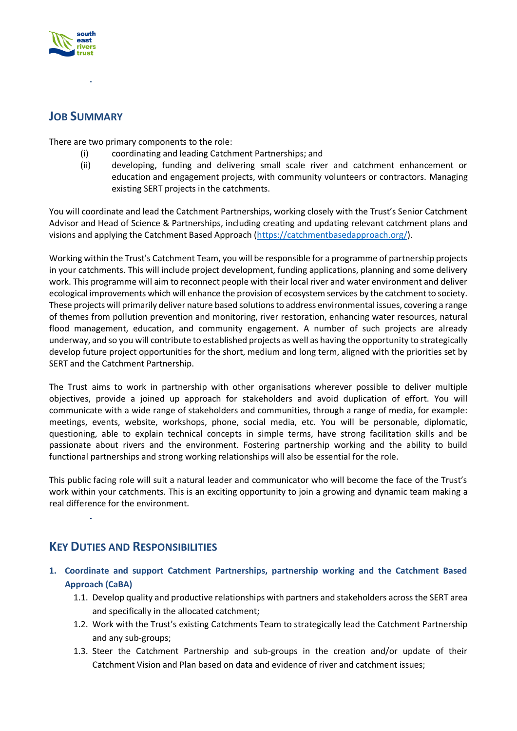## JOB SUMMARY

There are two primary components to the role:

(i) coordinating and leading Catchment Partnerships; and

(ii) developing, funding and delivering small scale river and catchment enhancement or education and engagement projects, with community volunteers or contractors. Managing existing SERT projects in the catchments.

You will coordinate and lead the Catchment Partnerships, working closely with the Trust's Senior Catchment Advisor and Head of Science & Partnerships, including creating and updating relevant catchment plans and visions and applying the Catchment Based Approach (https://catchmentbasedapproach.org/).

Working within the Trust's Catchment Team, you will be responsible for a programme of partnership projects in your catchments. This will include project development, funding applications, planning and some delivery work. This programme will aim to reconnect people with their local river and water environment and deliver ecological improvements which will enhance the provision of ecosystem services by the catchment to society. These projects will primarily deliver nature based solutions to address environmental issues, covering a range of themes from pollution prevention and monitoring, river restoration, enhancing water resources, natural flood management, education, and community engagement. A number of such projects are already underway, and so you will contribute to established projects as well as having the opportunity to strategically develop future project opportunities for the short, medium and long term, aligned with the priorities set by SERT and the Catchment Partnership.

The Trust aims to work in partnership with other organisations wherever possible to deliver multiple objectives, provide a joined up approach for stakeholders and avoid duplication of effort. You will communicate with a wide range of stakeholders and communities, through a range of media, for example: meetings, events, website, workshops, phone, social media, etc. You will be personable, diplomatic, questioning, able to explain technical concepts in simple terms, have strong facilitation skills and be passionate about rivers and the environment. Fostering partnership working and the ability to build functional partnerships and strong working relationships will also be essential for the role.

This public facing role will suit a natural leader and communicator who will become the face of the Trust's work within your catchments. This is an exciting opportunity to join a growing and dynamic team making a real difference for the environment.

## KEY DUTIES AND RESPONSIBILITIES

1. **Coordinate and support Catchment Partnerships, partnership working and the Catchment Based Approach (CaBA)**
   - 1.1. Develop quality and productive relationships with partners and stakeholders across the SERT area and specifically in the allocated catchment;
   - 1.2. Work with the Trust's existing Catchments Team to strategically lead the Catchment Partnership and any sub-groups;
   - 1.3. Steer the Catchment Partnership and sub-groups in the creation and/or update of their Catchment Vision and Plan based on data and evidence of river and catchment issues;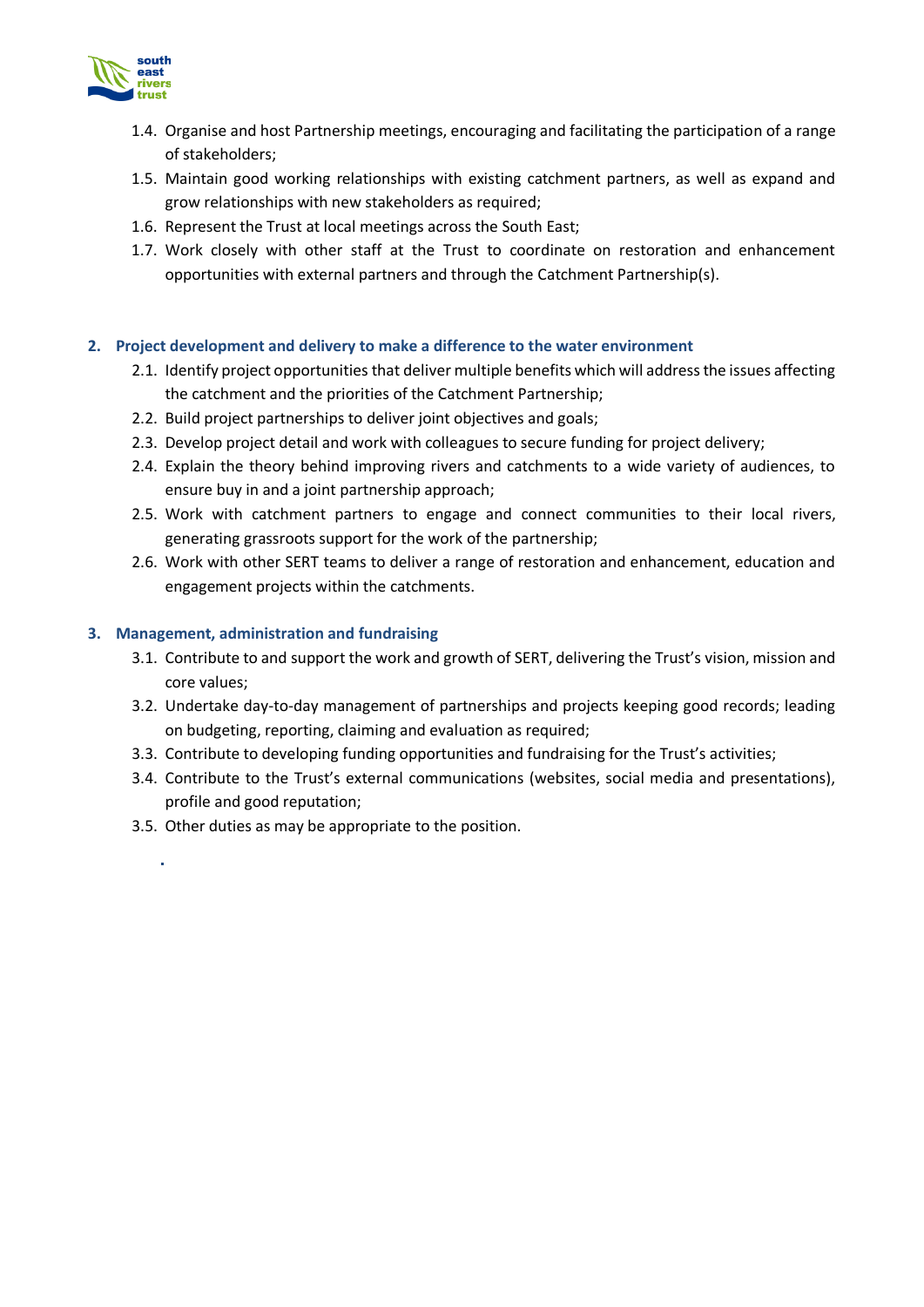1.4. Organise and host Partnership meetings, encouraging and facilitating the participation of a range of stakeholders;

1.5. Maintain good working relationships with existing catchment partners, as well as expand and grow relationships with new stakeholders as required;

1.6. Represent the Trust at local meetings across the South East;

1.7. Work closely with other staff at the Trust to coordinate on restoration and enhancement opportunities with external partners and through the Catchment Partnership(s).

## 2. Project development and delivery to make a difference to the water environment

2.1. Identify project opportunities that deliver multiple benefits which will address the issues affecting the catchment and the priorities of the Catchment Partnership;

2.2. Build project partnerships to deliver joint objectives and goals;

2.3. Develop project detail and work with colleagues to secure funding for project delivery;

2.4. Explain the theory behind improving rivers and catchments to a wide variety of audiences, to ensure buy in and a joint partnership approach;

2.5. Work with catchment partners to engage and connect communities to their local rivers, generating grassroots support for the work of the partnership;

2.6. Work with other SERT teams to deliver a range of restoration and enhancement, education and engagement projects within the catchments.

## 3. Management, administration and fundraising

3.1. Contribute to and support the work and growth of SERT, delivering the Trust's vision, mission and core values;

3.2. Undertake day-to-day management of partnerships and projects keeping good records; leading on budgeting, reporting, claiming and evaluation as required;

3.3. Contribute to developing funding opportunities and fundraising for the Trust's activities;

3.4. Contribute to the Trust's external communications (websites, social media and presentations), profile and good reputation;

3.5. Other duties as may be appropriate to the position.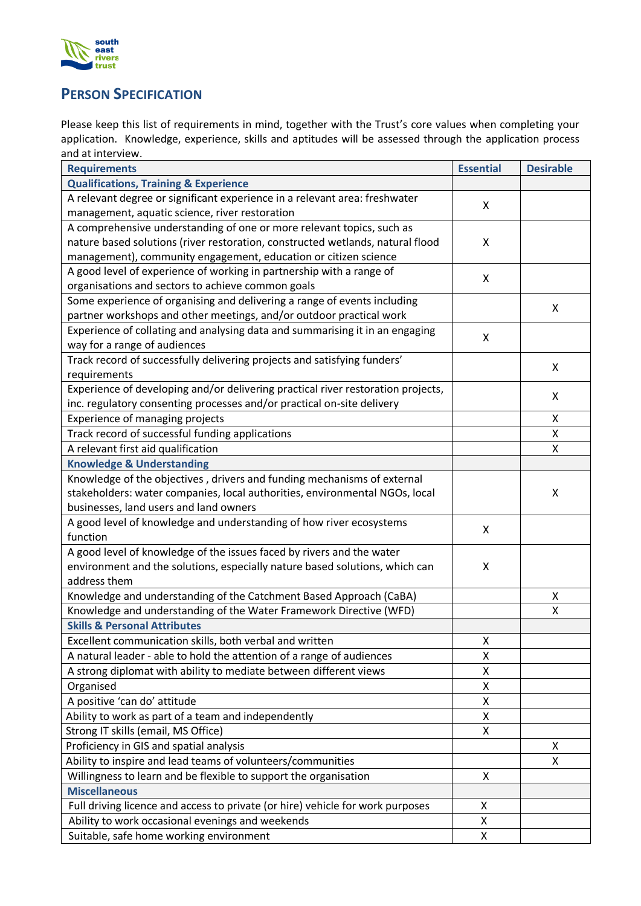## PERSON SPECIFICATION

Please keep this list of requirements in mind, together with the Trust's core values when completing your application. Knowledge, experience, skills and aptitudes will be assessed through the application process and at interview.

| Requirements | Essential | Desirable |
|---|---|---|
| **Qualifications, Training & Experience** | | |
| A relevant degree or significant experience in a relevant area: freshwater management, aquatic science, river restoration | X | |
| A comprehensive understanding of one or more relevant topics, such as nature based solutions (river restoration, constructed wetlands, natural flood management), community engagement, education or citizen science | X | |
| A good level of experience of working in partnership with a range of organisations and sectors to achieve common goals | X | |
| Some experience of organising and delivering a range of events including partner workshops and other meetings, and/or outdoor practical work | | X |
| Experience of collating and analysing data and summarising it in an engaging way for a range of audiences | X | |
| Track record of successfully delivering projects and satisfying funders' requirements | | X |
| Experience of developing and/or delivering practical river restoration projects, inc. regulatory consenting processes and/or practical on-site delivery | | X |
| Experience of managing projects | | X |
| Track record of successful funding applications | | X |
| A relevant first aid qualification | | X |
| **Knowledge & Understanding** | | |
| Knowledge of the objectives , drivers and funding mechanisms of external stakeholders: water companies, local authorities, environmental NGOs, local businesses, land users and land owners | | X |
| A good level of knowledge and understanding of how river ecosystems function | X | |
| A good level of knowledge of the issues faced by rivers and the water environment and the solutions, especially nature based solutions, which can address them | X | |
| Knowledge and understanding of the Catchment Based Approach (CaBA) | | X |
| Knowledge and understanding of the Water Framework Directive (WFD) | | X |
| **Skills & Personal Attributes** | | |
| Excellent communication skills, both verbal and written | X | |
| A natural leader - able to hold the attention of a range of audiences | X | |
| A strong diplomat with ability to mediate between different views | X | |
| Organised | X | |
| A positive 'can do' attitude | X | |
| Ability to work as part of a team and independently | X | |
| Strong IT skills (email, MS Office) | X | |
| Proficiency in GIS and spatial analysis | | X |
| Ability to inspire and lead teams of volunteers/communities | | X |
| Willingness to learn and be flexible to support the organisation | X | |
| **Miscellaneous** | | |
| Full driving licence and access to private (or hire) vehicle for work purposes | X | |
| Ability to work occasional evenings and weekends | X | |
| Suitable, safe home working environment | X | |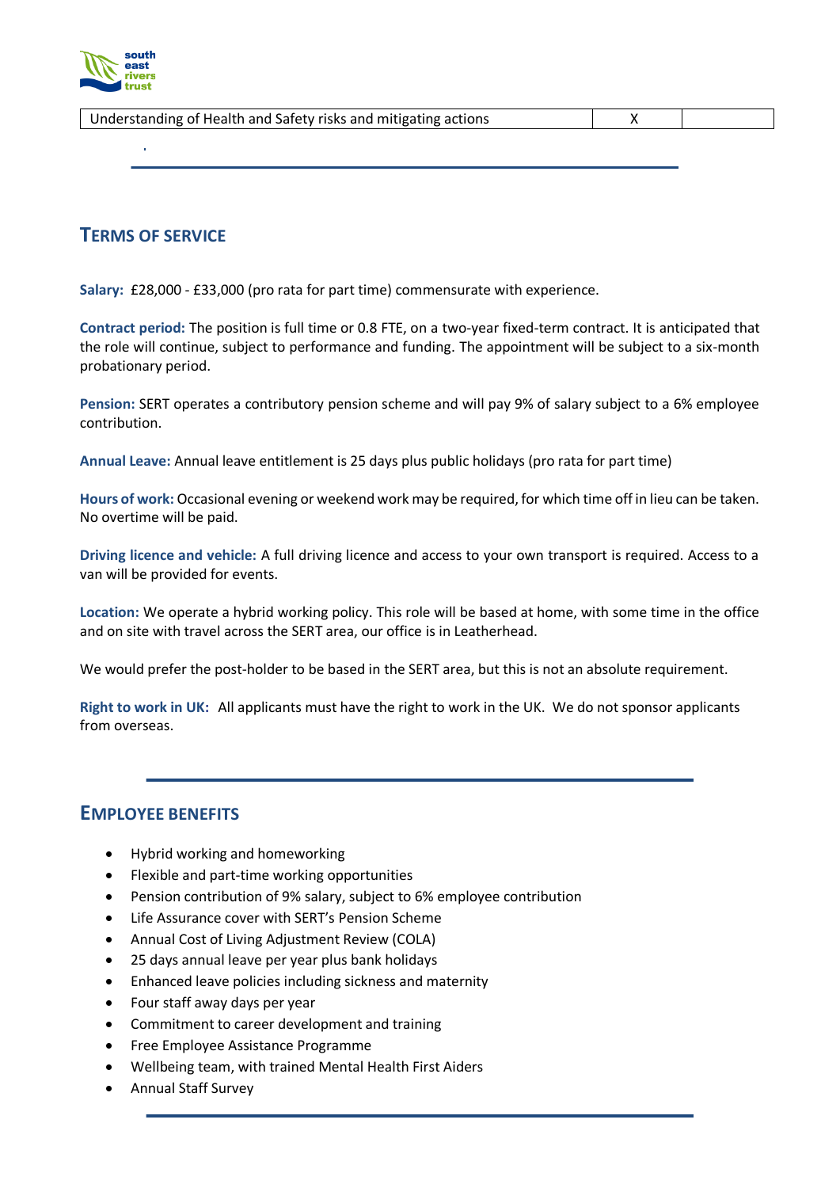| Understanding of Health and Safety risks and mitigating actions | X | |
|---|---|---|

## TERMS OF SERVICE

**Salary:** £28,000 - £33,000 (pro rata for part time) commensurate with experience.

**Contract period:** The position is full time or 0.8 FTE, on a two-year fixed-term contract. It is anticipated that the role will continue, subject to performance and funding. The appointment will be subject to a six-month probationary period.

**Pension:** SERT operates a contributory pension scheme and will pay 9% of salary subject to a 6% employee contribution.

**Annual Leave:** Annual leave entitlement is 25 days plus public holidays (pro rata for part time)

**Hours of work:** Occasional evening or weekend work may be required, for which time off in lieu can be taken. No overtime will be paid.

**Driving licence and vehicle:** A full driving licence and access to your own transport is required. Access to a van will be provided for events.

**Location:** We operate a hybrid working policy. This role will be based at home, with some time in the office and on site with travel across the SERT area, our office is in Leatherhead.

We would prefer the post-holder to be based in the SERT area, but this is not an absolute requirement.

**Right to work in UK:** All applicants must have the right to work in the UK. We do not sponsor applicants from overseas.

## EMPLOYEE BENEFITS

- Hybrid working and homeworking
- Flexible and part-time working opportunities
- Pension contribution of 9% salary, subject to 6% employee contribution
- Life Assurance cover with SERT's Pension Scheme
- Annual Cost of Living Adjustment Review (COLA)
- 25 days annual leave per year plus bank holidays
- Enhanced leave policies including sickness and maternity
- Four staff away days per year
- Commitment to career development and training
- Free Employee Assistance Programme
- Wellbeing team, with trained Mental Health First Aiders
- Annual Staff Survey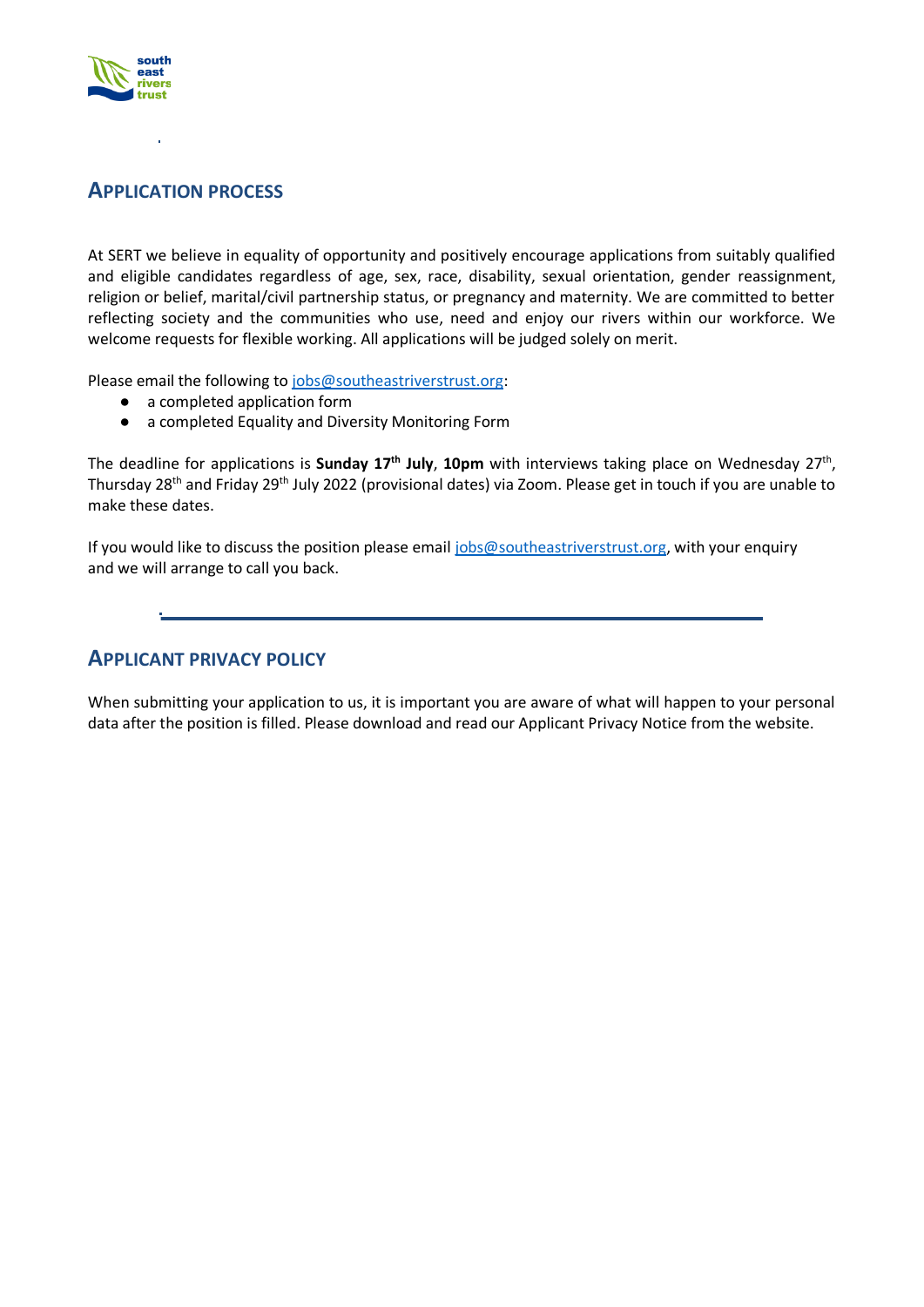## APPLICATION PROCESS

At SERT we believe in equality of opportunity and positively encourage applications from suitably qualified and eligible candidates regardless of age, sex, race, disability, sexual orientation, gender reassignment, religion or belief, marital/civil partnership status, or pregnancy and maternity. We are committed to better reflecting society and the communities who use, need and enjoy our rivers within our workforce. We welcome requests for flexible working. All applications will be judged solely on merit.

Please email the following to jobs@southeastriverstrust.org:

- a completed application form
- a completed Equality and Diversity Monitoring Form

The deadline for applications is **Sunday 17th July**, **10pm** with interviews taking place on Wednesday 27th, Thursday 28th and Friday 29th July 2022 (provisional dates) via Zoom. Please get in touch if you are unable to make these dates.

If you would like to discuss the position please email jobs@southeastriverstrust.org, with your enquiry and we will arrange to call you back.

---

## APPLICANT PRIVACY POLICY

When submitting your application to us, it is important you are aware of what will happen to your personal data after the position is filled. Please download and read our Applicant Privacy Notice from the website.